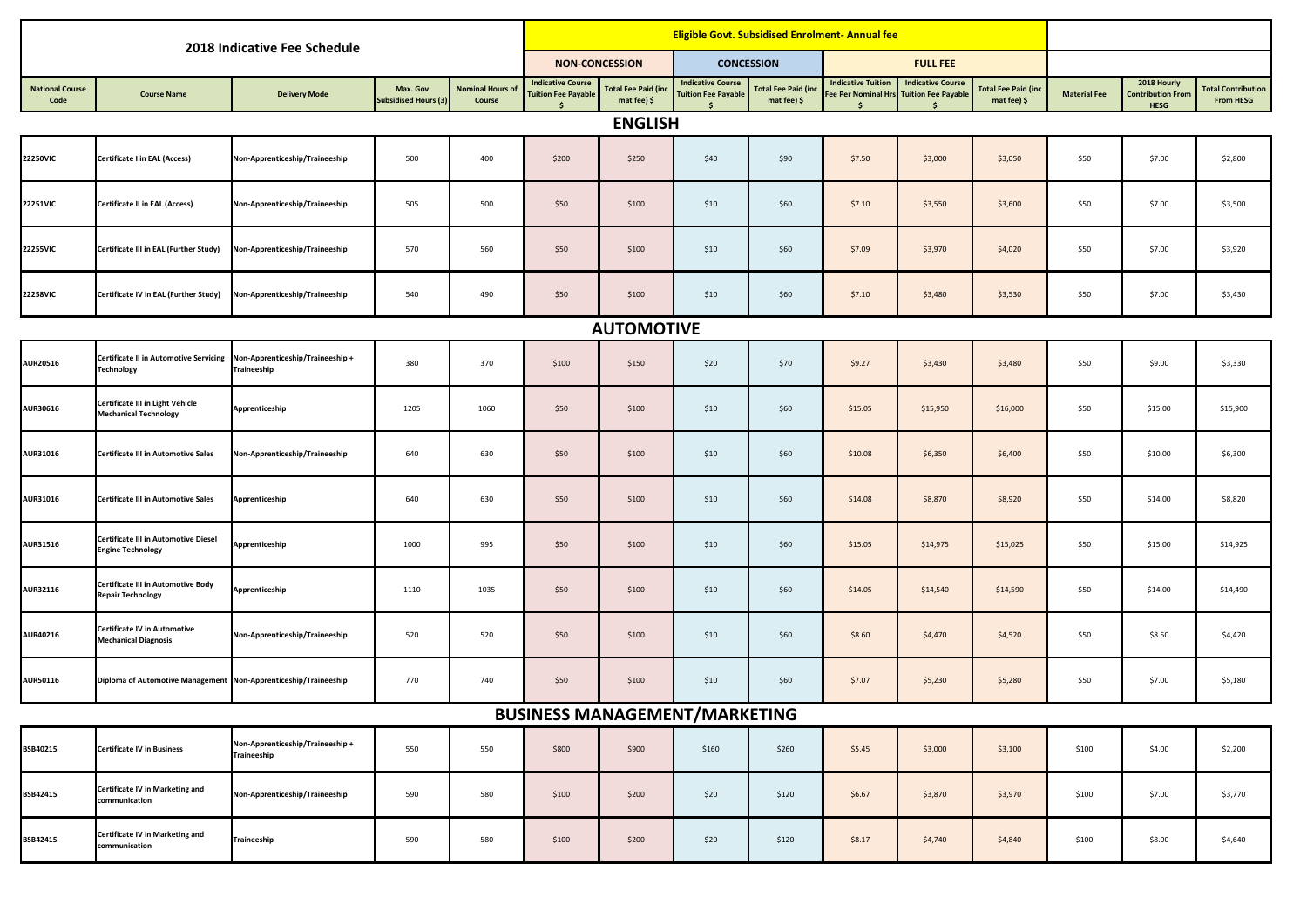# 2018 Indicative Fee Schedule

| National Course Code | Course Name | Delivery Mode | Max. Gov Subsidised Hours (3) | Nominal Hours of Course | Eligible Govt. Subsidised Enrolment- Annual fee | | | | | | | | 2018 Hourly Contribution From HESG | Total Contribution From HESG |
|---|---|---|---|---|---|---|---|---|---|---|---|---|---|---|
| | | | | | NON-CONCESSION | | CONCESSION | | FULL FEE | | | | | |
| | | | | | Indicative Course Tuition Fee Payable $ | Total Fee Paid (inc mat fee) $ | Indicative Course Tuition Fee Payable $ | Total Fee Paid (inc mat fee) $ | Indicative Tuition Fee Per Nominal Hrs $ | Indicative Course Tuition Fee Payable $ | Total Fee Paid (inc mat fee) $ | Material Fee | | |
| **ENGLISH** | | | | | | | | | | | | | | |
| 22250VIC | Certificate I in EAL (Access) | Non-Apprenticeship/Traineeship | 500 | 400 | $200 | $250 | $40 | $90 | $7.50 | $3,000 | $3,050 | $50 | $7.00 | $2,800 |
| 22251VIC | Certificate II in EAL (Access) | Non-Apprenticeship/Traineeship | 505 | 500 | $50 | $100 | $10 | $60 | $7.10 | $3,550 | $3,600 | $50 | $7.00 | $3,500 |
| 22255VIC | Certificate III in EAL (Further Study) | Non-Apprenticeship/Traineeship | 570 | 560 | $50 | $100 | $10 | $60 | $7.09 | $3,970 | $4,020 | $50 | $7.00 | $3,920 |
| 22258VIC | Certificate IV in EAL (Further Study) | Non-Apprenticeship/Traineeship | 540 | 490 | $50 | $100 | $10 | $60 | $7.10 | $3,480 | $3,530 | $50 | $7.00 | $3,430 |
| **AUTOMOTIVE** | | | | | | | | | | | | | | |
| AUR20516 | Certificate II in Automotive Servicing Technology | Non-Apprenticeship/Traineeship + Traineeship | 380 | 370 | $100 | $150 | $20 | $70 | $9.27 | $3,430 | $3,480 | $50 | $9.00 | $3,330 |
| AUR30616 | Certificate III in Light Vehicle Mechanical Technology | Apprenticeship | 1205 | 1060 | $50 | $100 | $10 | $60 | $15.05 | $15,950 | $16,000 | $50 | $15.00 | $15,900 |
| AUR31016 | Certificate III in Automotive Sales | Non-Apprenticeship/Traineeship | 640 | 630 | $50 | $100 | $10 | $60 | $10.08 | $6,350 | $6,400 | $50 | $10.00 | $6,300 |
| AUR31016 | Certificate III in Automotive Sales | Apprenticeship | 640 | 630 | $50 | $100 | $10 | $60 | $14.08 | $8,870 | $8,920 | $50 | $14.00 | $8,820 |
| AUR31516 | Certificate III in Automotive Diesel Engine Technology | Apprenticeship | 1000 | 995 | $50 | $100 | $10 | $60 | $15.05 | $14,975 | $15,025 | $50 | $15.00 | $14,925 |
| AUR32116 | Certificate III in Automotive Body Repair Technology | Apprenticeship | 1110 | 1035 | $50 | $100 | $10 | $60 | $14.05 | $14,540 | $14,590 | $50 | $14.00 | $14,490 |
| AUR40216 | Certificate IV in Automotive Mechanical Diagnosis | Non-Apprenticeship/Traineeship | 520 | 520 | $50 | $100 | $10 | $60 | $8.60 | $4,470 | $4,520 | $50 | $8.50 | $4,420 |
| AUR50116 | Diploma of Automotive Management | Non-Apprenticeship/Traineeship | 770 | 740 | $50 | $100 | $10 | $60 | $7.07 | $5,230 | $5,280 | $50 | $7.00 | $5,180 |
| **BUSINESS MANAGEMENT/MARKETING** | | | | | | | | | | | | | | |
| BSB40215 | Certificate IV in Business | Non-Apprenticeship/Traineeship + Traineeship | 550 | 550 | $800 | $900 | $160 | $260 | $5.45 | $3,000 | $3,100 | $100 | $4.00 | $2,200 |
| BSB42415 | Certificate IV in Marketing and communication | Non-Apprenticeship/Traineeship | 590 | 580 | $100 | $200 | $20 | $120 | $6.67 | $3,870 | $3,970 | $100 | $7.00 | $3,770 |
| BSB42415 | Certificate IV in Marketing and communication | Traineeship | 590 | 580 | $100 | $200 | $20 | $120 | $8.17 | $4,740 | $4,840 | $100 | $8.00 | $4,640 |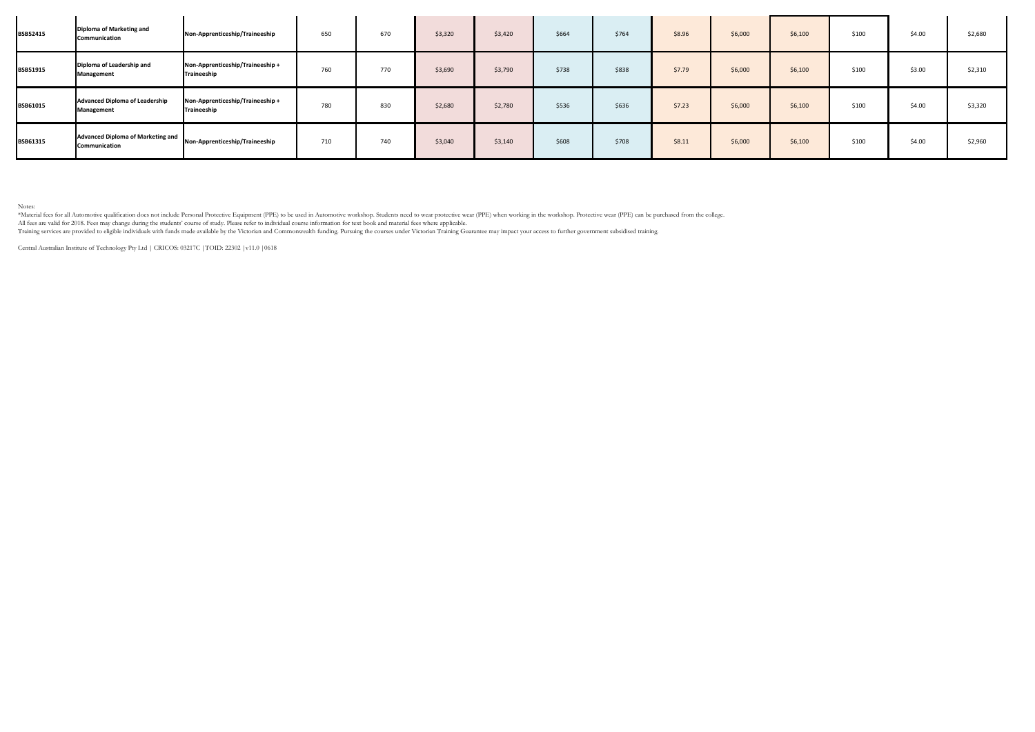| | | | | | | | | | | | | | | |
|---|---|---|---|---|---|---|---|---|---|---|---|---|---|---|
| BSB52415 | Diploma of Marketing and Communication | Non-Apprenticeship/Traineeship | 650 | 670 | $3,320 | $3,420 | $664 | $764 | $8.96 | $6,000 | $6,100 | $100 | $4.00 | $2,680 |
| BSB51915 | Diploma of Leadership and Management | Non-Apprenticeship/Traineeship + Traineeship | 760 | 770 | $3,690 | $3,790 | $738 | $838 | $7.79 | $6,000 | $6,100 | $100 | $3.00 | $2,310 |
| BSB61015 | Advanced Diploma of Leadership Management | Non-Apprenticeship/Traineeship + Traineeship | 780 | 830 | $2,680 | $2,780 | $536 | $636 | $7.23 | $6,000 | $6,100 | $100 | $4.00 | $3,320 |
| BSB61315 | Advanced Diploma of Marketing and Communication | Non-Apprenticeship/Traineeship | 710 | 740 | $3,040 | $3,140 | $608 | $708 | $8.11 | $6,000 | $6,100 | $100 | $4.00 | $2,960 |

Notes:

*Material fees for all Automotive qualification does not include Personal Protective Equipment (PPE) to be used in Automotive workshop. Students need to wear protective wear (PPE) when working in the workshop. Protective wear (PPE) can be purchased from the college.
All fees are valid for 2018. Fees may change during the students' course of study. Please refer to individual course information for text book and material fees where applicable.
Training services are provided to eligible individuals with funds made available by the Victorian and Commonwealth funding. Pursuing the courses under Victorian Training Guarantee may impact your access to further government subsidised training.

Central Australian Institute of Technology Pty Ltd | CRICOS: 03217C | TOID: 22302 | v11.0 | 0618